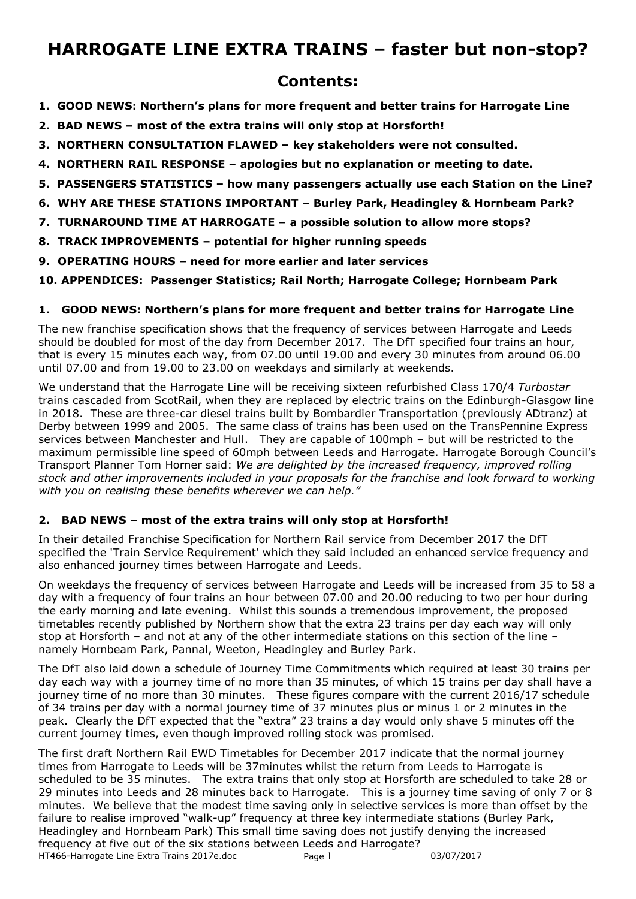# HARROGATE LINE EXTRA TRAINS – faster but non-stop?

## Contents:

1. **GOOD NEWS: Northern's plans for more frequent and better trains for Harrogate Line**
2. **BAD NEWS – most of the extra trains will only stop at Horsforth!**
3. **NORTHERN CONSULTATION FLAWED – key stakeholders were not consulted.**
4. **NORTHERN RAIL RESPONSE – apologies but no explanation or meeting to date.**
5. **PASSENGERS STATISTICS – how many passengers actually use each Station on the Line?**
6. **WHY ARE THESE STATIONS IMPORTANT – Burley Park, Headingley & Hornbeam Park?**
7. **TURNAROUND TIME AT HARROGATE – a possible solution to allow more stops?**
8. **TRACK IMPROVEMENTS – potential for higher running speeds**
9. **OPERATING HOURS – need for more earlier and later services**
10. **APPENDICES: Passenger Statistics; Rail North; Harrogate College; Hornbeam Park**

### 1. GOOD NEWS: Northern's plans for more frequent and better trains for Harrogate Line

The new franchise specification shows that the frequency of services between Harrogate and Leeds should be doubled for most of the day from December 2017. The DfT specified four trains an hour, that is every 15 minutes each way, from 07.00 until 19.00 and every 30 minutes from around 06.00 until 07.00 and from 19.00 to 23.00 on weekdays and similarly at weekends.

We understand that the Harrogate Line will be receiving sixteen refurbished Class 170/4 *Turbostar* trains cascaded from ScotRail, when they are replaced by electric trains on the Edinburgh-Glasgow line in 2018. These are three-car diesel trains built by Bombardier Transportation (previously ADtranz) at Derby between 1999 and 2005. The same class of trains has been used on the TransPennine Express services between Manchester and Hull. They are capable of 100mph – but will be restricted to the maximum permissible line speed of 60mph between Leeds and Harrogate. Harrogate Borough Council's Transport Planner Tom Horner said: *We are delighted by the increased frequency, improved rolling stock and other improvements included in your proposals for the franchise and look forward to working with you on realising these benefits wherever we can help."*

### 2. BAD NEWS – most of the extra trains will only stop at Horsforth!

In their detailed Franchise Specification for Northern Rail service from December 2017 the DfT specified the 'Train Service Requirement' which they said included an enhanced service frequency and also enhanced journey times between Harrogate and Leeds.

On weekdays the frequency of services between Harrogate and Leeds will be increased from 35 to 58 a day with a frequency of four trains an hour between 07.00 and 20.00 reducing to two per hour during the early morning and late evening. Whilst this sounds a tremendous improvement, the proposed timetables recently published by Northern show that the extra 23 trains per day each way will only stop at Horsforth – and not at any of the other intermediate stations on this section of the line – namely Hornbeam Park, Pannal, Weeton, Headingley and Burley Park.

The DfT also laid down a schedule of Journey Time Commitments which required at least 30 trains per day each way with a journey time of no more than 35 minutes, of which 15 trains per day shall have a journey time of no more than 30 minutes. These figures compare with the current 2016/17 schedule of 34 trains per day with a normal journey time of 37 minutes plus or minus 1 or 2 minutes in the peak. Clearly the DfT expected that the "extra" 23 trains a day would only shave 5 minutes off the current journey times, even though improved rolling stock was promised.

The first draft Northern Rail EWD Timetables for December 2017 indicate that the normal journey times from Harrogate to Leeds will be 37minutes whilst the return from Leeds to Harrogate is scheduled to be 35 minutes. The extra trains that only stop at Horsforth are scheduled to take 28 or 29 minutes into Leeds and 28 minutes back to Harrogate. This is a journey time saving of only 7 or 8 minutes. We believe that the modest time saving only in selective services is more than offset by the failure to realise improved "walk-up" frequency at three key intermediate stations (Burley Park, Headingley and Hornbeam Park) This small time saving does not justify denying the increased frequency at five out of the six stations between Leeds and Harrogate?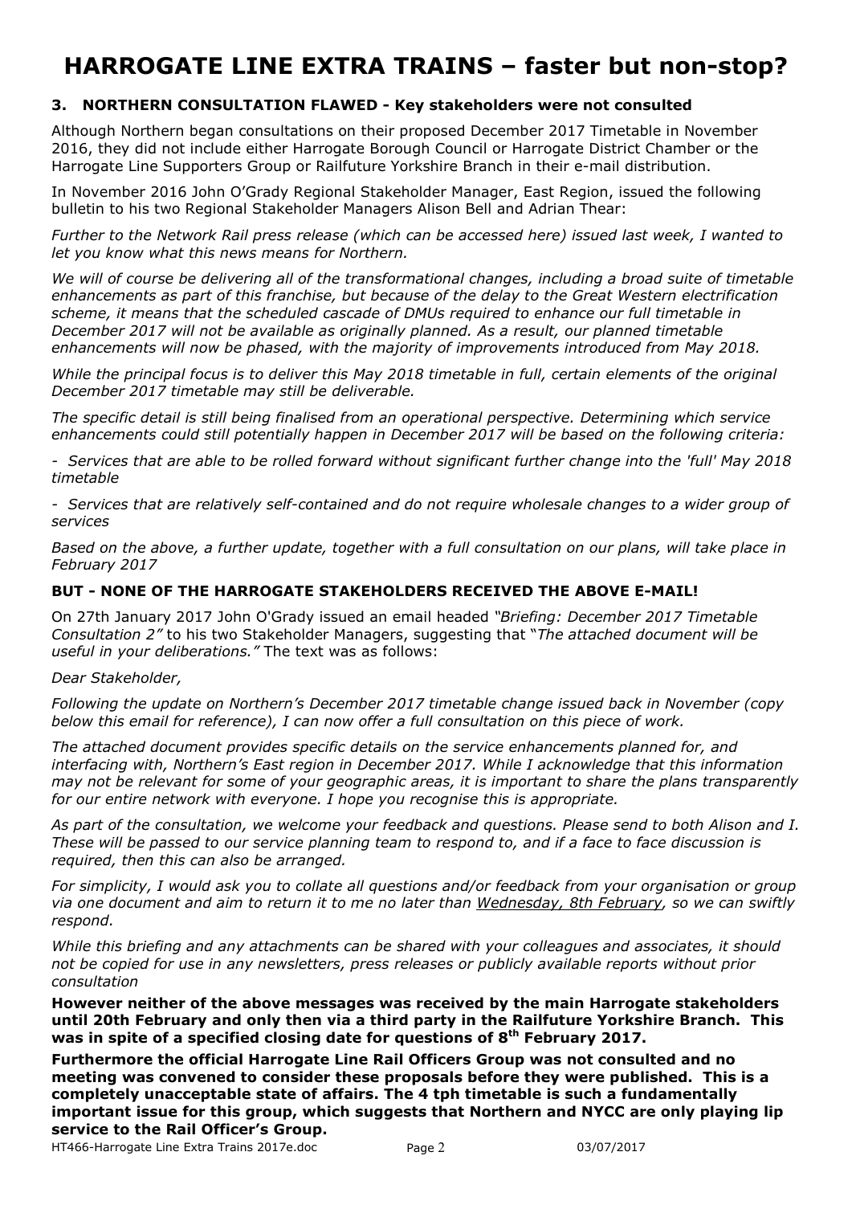# HARROGATE LINE EXTRA TRAINS – faster but non-stop?

### 3. NORTHERN CONSULTATION FLAWED - Key stakeholders were not consulted

Although Northern began consultations on their proposed December 2017 Timetable in November 2016, they did not include either Harrogate Borough Council or Harrogate District Chamber or the Harrogate Line Supporters Group or Railfuture Yorkshire Branch in their e-mail distribution.

In November 2016 John O'Grady Regional Stakeholder Manager, East Region, issued the following bulletin to his two Regional Stakeholder Managers Alison Bell and Adrian Thear:

*Further to the Network Rail press release (which can be accessed here) issued last week, I wanted to let you know what this news means for Northern.*

*We will of course be delivering all of the transformational changes, including a broad suite of timetable enhancements as part of this franchise, but because of the delay to the Great Western electrification scheme, it means that the scheduled cascade of DMUs required to enhance our full timetable in December 2017 will not be available as originally planned. As a result, our planned timetable enhancements will now be phased, with the majority of improvements introduced from May 2018.*

*While the principal focus is to deliver this May 2018 timetable in full, certain elements of the original December 2017 timetable may still be deliverable.*

*The specific detail is still being finalised from an operational perspective. Determining which service enhancements could still potentially happen in December 2017 will be based on the following criteria:*

*- Services that are able to be rolled forward without significant further change into the 'full' May 2018 timetable*

*- Services that are relatively self-contained and do not require wholesale changes to a wider group of services*

*Based on the above, a further update, together with a full consultation on our plans, will take place in February 2017*

**BUT - NONE OF THE HARROGATE STAKEHOLDERS RECEIVED THE ABOVE E-MAIL!**

On 27th January 2017 John O'Grady issued an email headed *"Briefing: December 2017 Timetable Consultation 2"* to his two Stakeholder Managers, suggesting that "*The attached document will be useful in your deliberations."* The text was as follows:

*Dear Stakeholder,*

*Following the update on Northern's December 2017 timetable change issued back in November (copy below this email for reference), I can now offer a full consultation on this piece of work.*

*The attached document provides specific details on the service enhancements planned for, and interfacing with, Northern's East region in December 2017. While I acknowledge that this information may not be relevant for some of your geographic areas, it is important to share the plans transparently for our entire network with everyone. I hope you recognise this is appropriate.*

*As part of the consultation, we welcome your feedback and questions. Please send to both Alison and I. These will be passed to our service planning team to respond to, and if a face to face discussion is required, then this can also be arranged.*

*For simplicity, I would ask you to collate all questions and/or feedback from your organisation or group via one document and aim to return it to me no later than <u>Wednesday, 8th February</u>, so we can swiftly respond.*

*While this briefing and any attachments can be shared with your colleagues and associates, it should not be copied for use in any newsletters, press releases or publicly available reports without prior consultation*

**However neither of the above messages was received by the main Harrogate stakeholders until 20th February and only then via a third party in the Railfuture Yorkshire Branch. This was in spite of a specified closing date for questions of 8th February 2017.**

**Furthermore the official Harrogate Line Rail Officers Group was not consulted and no meeting was convened to consider these proposals before they were published. This is a completely unacceptable state of affairs. The 4 tph timetable is such a fundamentally important issue for this group, which suggests that Northern and NYCC are only playing lip service to the Rail Officer's Group.**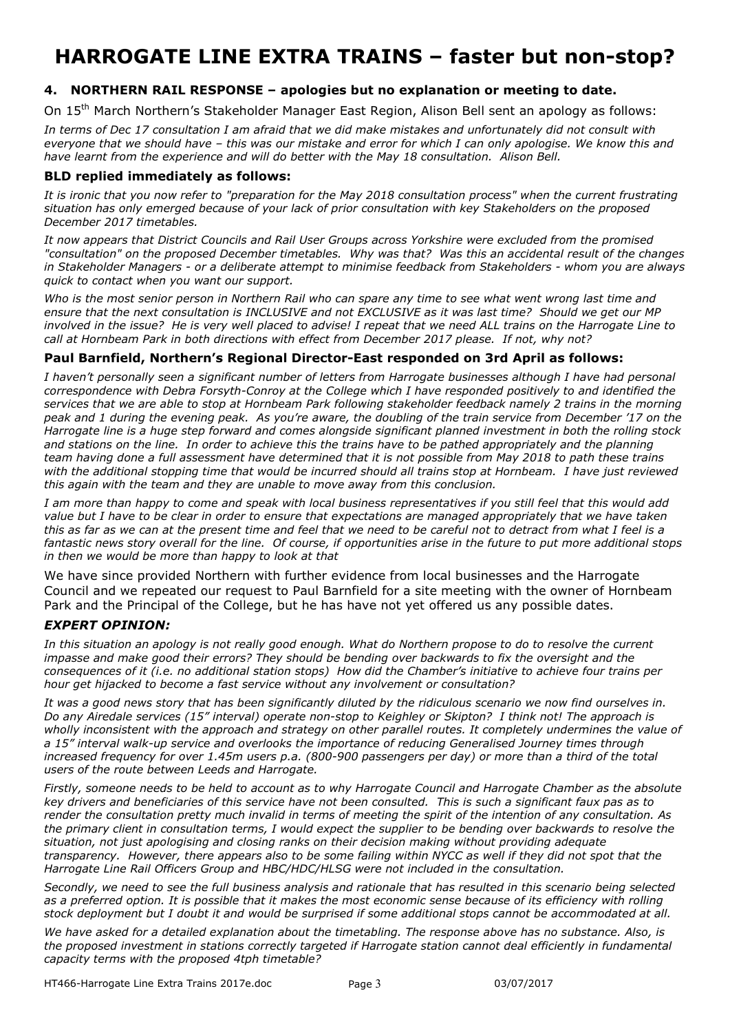# HARROGATE LINE EXTRA TRAINS – faster but non-stop?

### 4. NORTHERN RAIL RESPONSE – apologies but no explanation or meeting to date.

On 15th March Northern's Stakeholder Manager East Region, Alison Bell sent an apology as follows:

*In terms of Dec 17 consultation I am afraid that we did make mistakes and unfortunately did not consult with everyone that we should have – this was our mistake and error for which I can only apologise. We know this and have learnt from the experience and will do better with the May 18 consultation. Alison Bell.*

**BLD replied immediately as follows:**

*It is ironic that you now refer to "preparation for the May 2018 consultation process" when the current frustrating situation has only emerged because of your lack of prior consultation with key Stakeholders on the proposed December 2017 timetables.*

*It now appears that District Councils and Rail User Groups across Yorkshire were excluded from the promised "consultation" on the proposed December timetables. Why was that? Was this an accidental result of the changes in Stakeholder Managers - or a deliberate attempt to minimise feedback from Stakeholders - whom you are always quick to contact when you want our support.*

*Who is the most senior person in Northern Rail who can spare any time to see what went wrong last time and ensure that the next consultation is INCLUSIVE and not EXCLUSIVE as it was last time? Should we get our MP involved in the issue? He is very well placed to advise! I repeat that we need ALL trains on the Harrogate Line to call at Hornbeam Park in both directions with effect from December 2017 please. If not, why not?*

**Paul Barnfield, Northern's Regional Director-East responded on 3rd April as follows:**

*I haven't personally seen a significant number of letters from Harrogate businesses although I have had personal correspondence with Debra Forsyth-Conroy at the College which I have responded positively to and identified the services that we are able to stop at Hornbeam Park following stakeholder feedback namely 2 trains in the morning peak and 1 during the evening peak. As you're aware, the doubling of the train service from December '17 on the Harrogate line is a huge step forward and comes alongside significant planned investment in both the rolling stock and stations on the line. In order to achieve this the trains have to be pathed appropriately and the planning team having done a full assessment have determined that it is not possible from May 2018 to path these trains with the additional stopping time that would be incurred should all trains stop at Hornbeam. I have just reviewed this again with the team and they are unable to move away from this conclusion.*

*I am more than happy to come and speak with local business representatives if you still feel that this would add value but I have to be clear in order to ensure that expectations are managed appropriately that we have taken this as far as we can at the present time and feel that we need to be careful not to detract from what I feel is a fantastic news story overall for the line. Of course, if opportunities arise in the future to put more additional stops in then we would be more than happy to look at that*

We have since provided Northern with further evidence from local businesses and the Harrogate Council and we repeated our request to Paul Barnfield for a site meeting with the owner of Hornbeam Park and the Principal of the College, but he has have not yet offered us any possible dates.

### *EXPERT OPINION:*

*In this situation an apology is not really good enough. What do Northern propose to do to resolve the current impasse and make good their errors? They should be bending over backwards to fix the oversight and the consequences of it (i.e. no additional station stops) How did the Chamber's initiative to achieve four trains per hour get hijacked to become a fast service without any involvement or consultation?*

*It was a good news story that has been significantly diluted by the ridiculous scenario we now find ourselves in. Do any Airedale services (15" interval) operate non-stop to Keighley or Skipton? I think not! The approach is wholly inconsistent with the approach and strategy on other parallel routes. It completely undermines the value of a 15" interval walk-up service and overlooks the importance of reducing Generalised Journey times through increased frequency for over 1.45m users p.a. (800-900 passengers per day) or more than a third of the total users of the route between Leeds and Harrogate.*

*Firstly, someone needs to be held to account as to why Harrogate Council and Harrogate Chamber as the absolute key drivers and beneficiaries of this service have not been consulted. This is such a significant faux pas as to render the consultation pretty much invalid in terms of meeting the spirit of the intention of any consultation. As the primary client in consultation terms, I would expect the supplier to be bending over backwards to resolve the situation, not just apologising and closing ranks on their decision making without providing adequate transparency. However, there appears also to be some failing within NYCC as well if they did not spot that the Harrogate Line Rail Officers Group and HBC/HDC/HLSG were not included in the consultation.*

*Secondly, we need to see the full business analysis and rationale that has resulted in this scenario being selected as a preferred option. It is possible that it makes the most economic sense because of its efficiency with rolling stock deployment but I doubt it and would be surprised if some additional stops cannot be accommodated at all.*

*We have asked for a detailed explanation about the timetabling. The response above has no substance. Also, is the proposed investment in stations correctly targeted if Harrogate station cannot deal efficiently in fundamental capacity terms with the proposed 4tph timetable?*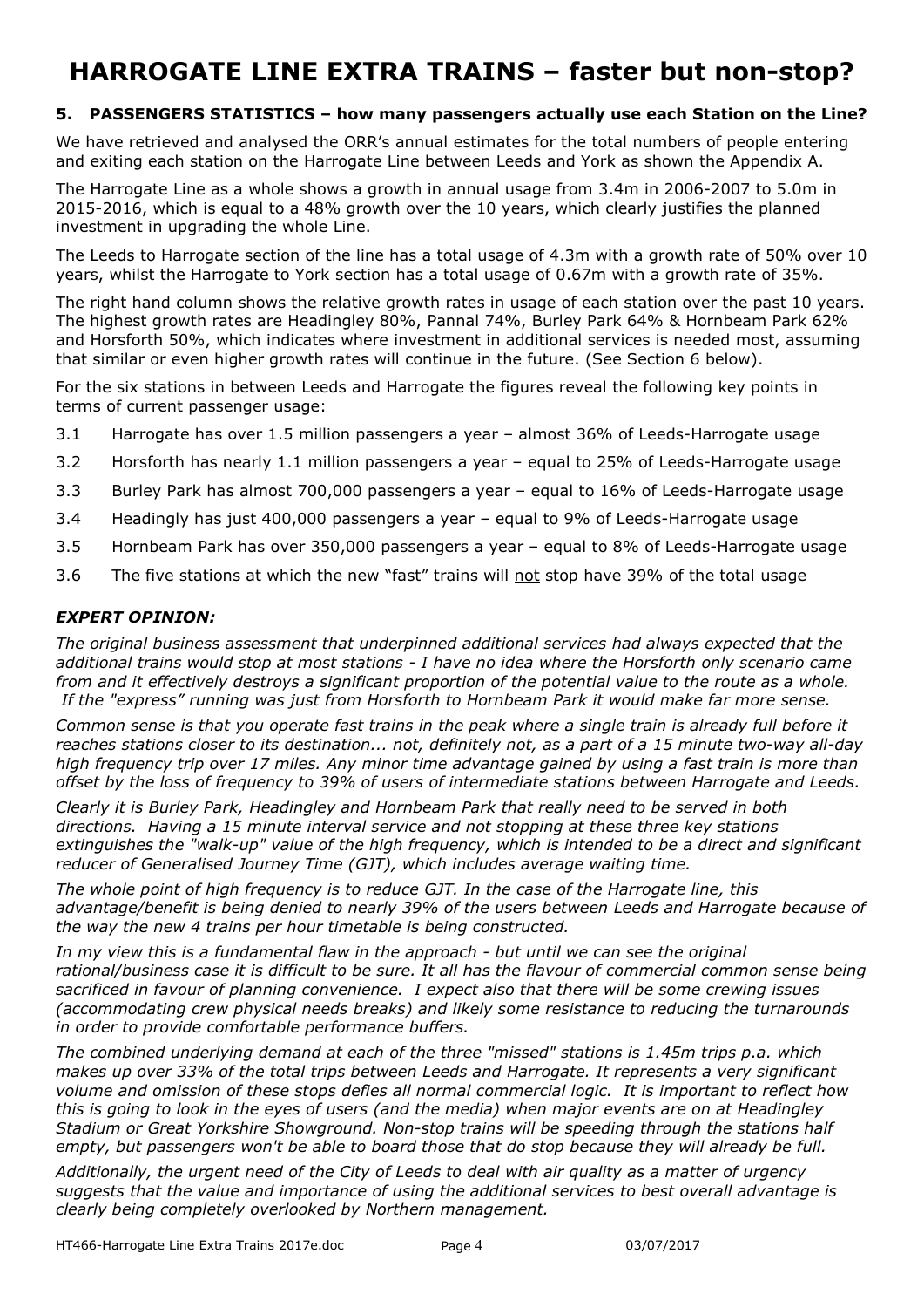# HARROGATE LINE EXTRA TRAINS – faster but non-stop?

### 5. PASSENGERS STATISTICS – how many passengers actually use each Station on the Line?

We have retrieved and analysed the ORR's annual estimates for the total numbers of people entering and exiting each station on the Harrogate Line between Leeds and York as shown the Appendix A.

The Harrogate Line as a whole shows a growth in annual usage from 3.4m in 2006-2007 to 5.0m in 2015-2016, which is equal to a 48% growth over the 10 years, which clearly justifies the planned investment in upgrading the whole Line.

The Leeds to Harrogate section of the line has a total usage of 4.3m with a growth rate of 50% over 10 years, whilst the Harrogate to York section has a total usage of 0.67m with a growth rate of 35%.

The right hand column shows the relative growth rates in usage of each station over the past 10 years. The highest growth rates are Headingley 80%, Pannal 74%, Burley Park 64% & Hornbeam Park 62% and Horsforth 50%, which indicates where investment in additional services is needed most, assuming that similar or even higher growth rates will continue in the future. (See Section 6 below).

For the six stations in between Leeds and Harrogate the figures reveal the following key points in terms of current passenger usage:

- 3.1 Harrogate has over 1.5 million passengers a year – almost 36% of Leeds-Harrogate usage
- 3.2 Horsforth has nearly 1.1 million passengers a year – equal to 25% of Leeds-Harrogate usage
- 3.3 Burley Park has almost 700,000 passengers a year – equal to 16% of Leeds-Harrogate usage
- 3.4 Headingly has just 400,000 passengers a year – equal to 9% of Leeds-Harrogate usage
- 3.5 Hornbeam Park has over 350,000 passengers a year – equal to 8% of Leeds-Harrogate usage
- 3.6 The five stations at which the new "fast" trains will <u>not</u> stop have 39% of the total usage

#### *EXPERT OPINION:*

*The original business assessment that underpinned additional services had always expected that the additional trains would stop at most stations - I have no idea where the Horsforth only scenario came from and it effectively destroys a significant proportion of the potential value to the route as a whole. If the "express" running was just from Horsforth to Hornbeam Park it would make far more sense.*

*Common sense is that you operate fast trains in the peak where a single train is already full before it reaches stations closer to its destination... not, definitely not, as a part of a 15 minute two-way all-day high frequency trip over 17 miles. Any minor time advantage gained by using a fast train is more than offset by the loss of frequency to 39% of users of intermediate stations between Harrogate and Leeds.*

*Clearly it is Burley Park, Headingley and Hornbeam Park that really need to be served in both directions. Having a 15 minute interval service and not stopping at these three key stations extinguishes the "walk-up" value of the high frequency, which is intended to be a direct and significant reducer of Generalised Journey Time (GJT), which includes average waiting time.*

*The whole point of high frequency is to reduce GJT. In the case of the Harrogate line, this advantage/benefit is being denied to nearly 39% of the users between Leeds and Harrogate because of the way the new 4 trains per hour timetable is being constructed.*

*In my view this is a fundamental flaw in the approach - but until we can see the original rational/business case it is difficult to be sure. It all has the flavour of commercial common sense being sacrificed in favour of planning convenience. I expect also that there will be some crewing issues (accommodating crew physical needs breaks) and likely some resistance to reducing the turnarounds in order to provide comfortable performance buffers.*

*The combined underlying demand at each of the three "missed" stations is 1.45m trips p.a. which makes up over 33% of the total trips between Leeds and Harrogate. It represents a very significant volume and omission of these stops defies all normal commercial logic. It is important to reflect how this is going to look in the eyes of users (and the media) when major events are on at Headingley Stadium or Great Yorkshire Showground. Non-stop trains will be speeding through the stations half empty, but passengers won't be able to board those that do stop because they will already be full.*

*Additionally, the urgent need of the City of Leeds to deal with air quality as a matter of urgency suggests that the value and importance of using the additional services to best overall advantage is clearly being completely overlooked by Northern management.*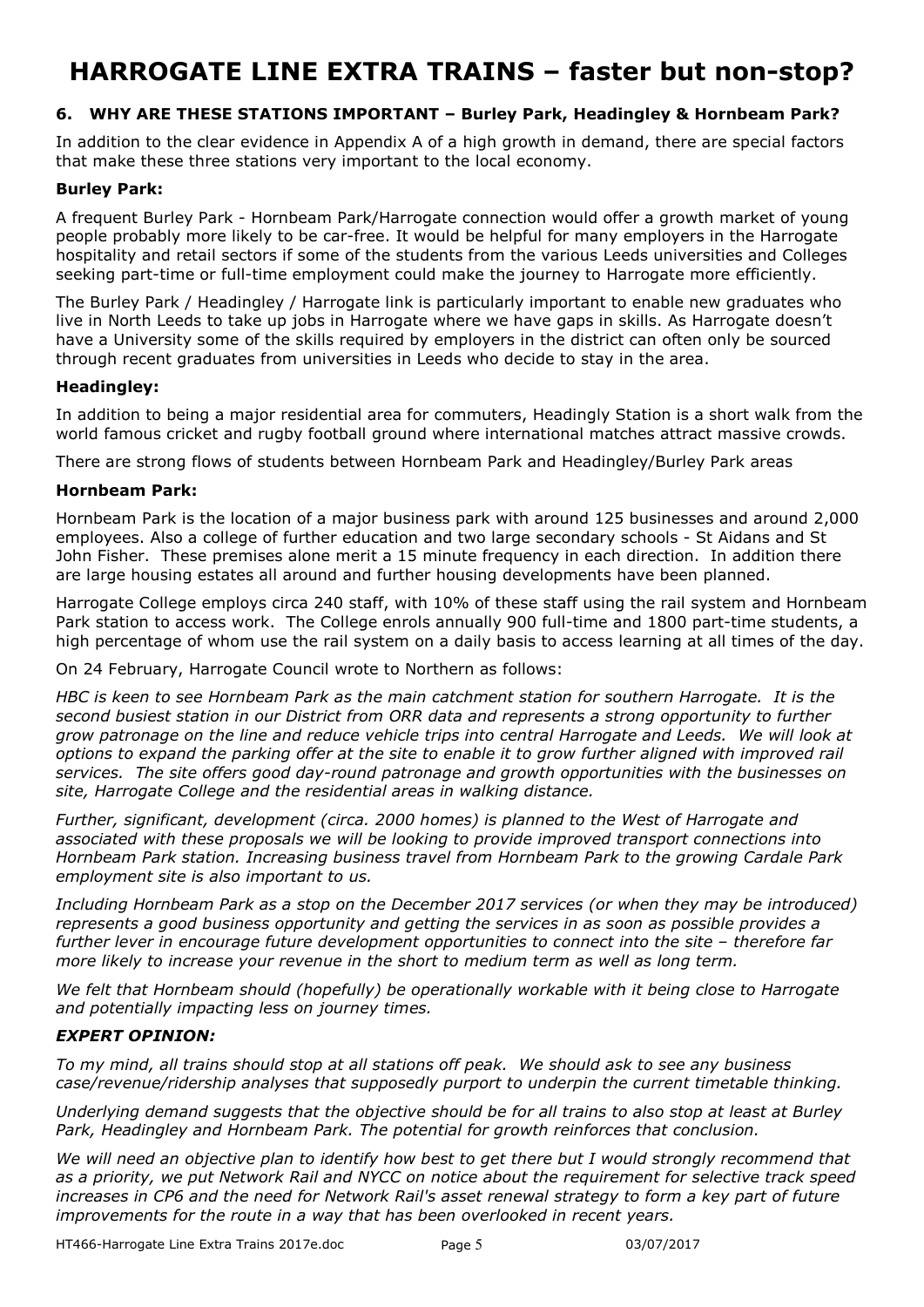# HARROGATE LINE EXTRA TRAINS – faster but non-stop?

### 6. WHY ARE THESE STATIONS IMPORTANT – Burley Park, Headingley & Hornbeam Park?

In addition to the clear evidence in Appendix A of a high growth in demand, there are special factors that make these three stations very important to the local economy.

**Burley Park:**

A frequent Burley Park - Hornbeam Park/Harrogate connection would offer a growth market of young people probably more likely to be car-free. It would be helpful for many employers in the Harrogate hospitality and retail sectors if some of the students from the various Leeds universities and Colleges seeking part-time or full-time employment could make the journey to Harrogate more efficiently.

The Burley Park / Headingley / Harrogate link is particularly important to enable new graduates who live in North Leeds to take up jobs in Harrogate where we have gaps in skills. As Harrogate doesn't have a University some of the skills required by employers in the district can often only be sourced through recent graduates from universities in Leeds who decide to stay in the area.

**Headingley:**

In addition to being a major residential area for commuters, Headingly Station is a short walk from the world famous cricket and rugby football ground where international matches attract massive crowds.

There are strong flows of students between Hornbeam Park and Headingley/Burley Park areas

**Hornbeam Park:**

Hornbeam Park is the location of a major business park with around 125 businesses and around 2,000 employees. Also a college of further education and two large secondary schools - St Aidans and St John Fisher. These premises alone merit a 15 minute frequency in each direction. In addition there are large housing estates all around and further housing developments have been planned.

Harrogate College employs circa 240 staff, with 10% of these staff using the rail system and Hornbeam Park station to access work. The College enrols annually 900 full-time and 1800 part-time students, a high percentage of whom use the rail system on a daily basis to access learning at all times of the day.

On 24 February, Harrogate Council wrote to Northern as follows:

*HBC is keen to see Hornbeam Park as the main catchment station for southern Harrogate. It is the second busiest station in our District from ORR data and represents a strong opportunity to further grow patronage on the line and reduce vehicle trips into central Harrogate and Leeds. We will look at options to expand the parking offer at the site to enable it to grow further aligned with improved rail services. The site offers good day-round patronage and growth opportunities with the businesses on site, Harrogate College and the residential areas in walking distance.*

*Further, significant, development (circa. 2000 homes) is planned to the West of Harrogate and associated with these proposals we will be looking to provide improved transport connections into Hornbeam Park station. Increasing business travel from Hornbeam Park to the growing Cardale Park employment site is also important to us.*

*Including Hornbeam Park as a stop on the December 2017 services (or when they may be introduced) represents a good business opportunity and getting the services in as soon as possible provides a further lever in encourage future development opportunities to connect into the site – therefore far more likely to increase your revenue in the short to medium term as well as long term.*

*We felt that Hornbeam should (hopefully) be operationally workable with it being close to Harrogate and potentially impacting less on journey times.*

***EXPERT OPINION:***

*To my mind, all trains should stop at all stations off peak. We should ask to see any business case/revenue/ridership analyses that supposedly purport to underpin the current timetable thinking.*

*Underlying demand suggests that the objective should be for all trains to also stop at least at Burley Park, Headingley and Hornbeam Park. The potential for growth reinforces that conclusion.*

*We will need an objective plan to identify how best to get there but I would strongly recommend that as a priority, we put Network Rail and NYCC on notice about the requirement for selective track speed increases in CP6 and the need for Network Rail's asset renewal strategy to form a key part of future improvements for the route in a way that has been overlooked in recent years.*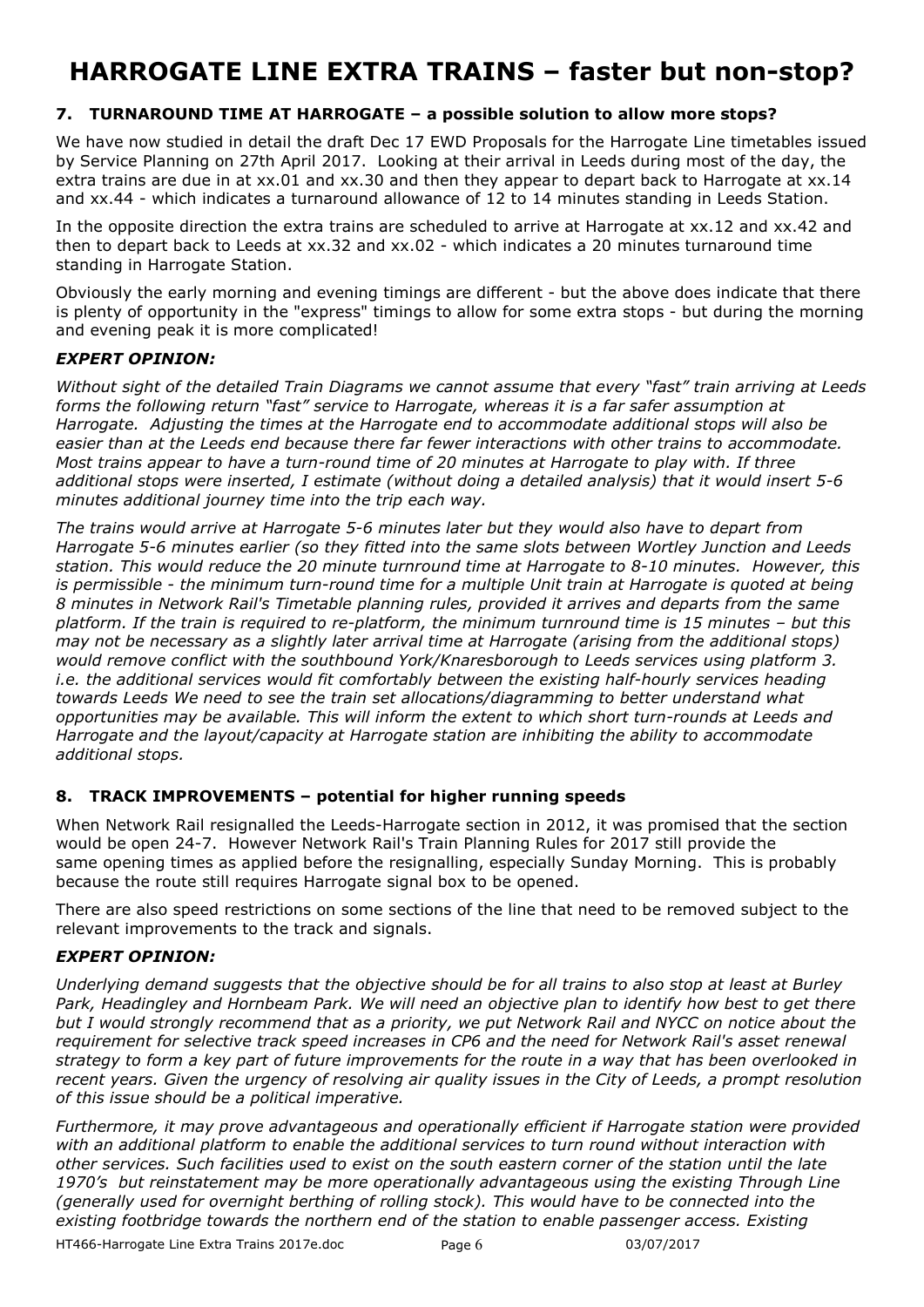# HARROGATE LINE EXTRA TRAINS – faster but non-stop?

### 7. TURNAROUND TIME AT HARROGATE – a possible solution to allow more stops?

We have now studied in detail the draft Dec 17 EWD Proposals for the Harrogate Line timetables issued by Service Planning on 27th April 2017. Looking at their arrival in Leeds during most of the day, the extra trains are due in at xx.01 and xx.30 and then they appear to depart back to Harrogate at xx.14 and xx.44 - which indicates a turnaround allowance of 12 to 14 minutes standing in Leeds Station.

In the opposite direction the extra trains are scheduled to arrive at Harrogate at xx.12 and xx.42 and then to depart back to Leeds at xx.32 and xx.02 - which indicates a 20 minutes turnaround time standing in Harrogate Station.

Obviously the early morning and evening timings are different - but the above does indicate that there is plenty of opportunity in the "express" timings to allow for some extra stops - but during the morning and evening peak it is more complicated!

***EXPERT OPINION:***

*Without sight of the detailed Train Diagrams we cannot assume that every "fast" train arriving at Leeds forms the following return "fast" service to Harrogate, whereas it is a far safer assumption at Harrogate. Adjusting the times at the Harrogate end to accommodate additional stops will also be easier than at the Leeds end because there far fewer interactions with other trains to accommodate. Most trains appear to have a turn-round time of 20 minutes at Harrogate to play with. If three additional stops were inserted, I estimate (without doing a detailed analysis) that it would insert 5-6 minutes additional journey time into the trip each way.*

*The trains would arrive at Harrogate 5-6 minutes later but they would also have to depart from Harrogate 5-6 minutes earlier (so they fitted into the same slots between Wortley Junction and Leeds station. This would reduce the 20 minute turnround time at Harrogate to 8-10 minutes. However, this is permissible - the minimum turn-round time for a multiple Unit train at Harrogate is quoted at being 8 minutes in Network Rail's Timetable planning rules, provided it arrives and departs from the same platform. If the train is required to re-platform, the minimum turnround time is 15 minutes – but this may not be necessary as a slightly later arrival time at Harrogate (arising from the additional stops) would remove conflict with the southbound York/Knaresborough to Leeds services using platform 3. i.e. the additional services would fit comfortably between the existing half-hourly services heading towards Leeds We need to see the train set allocations/diagramming to better understand what opportunities may be available. This will inform the extent to which short turn-rounds at Leeds and Harrogate and the layout/capacity at Harrogate station are inhibiting the ability to accommodate additional stops.*

### 8. TRACK IMPROVEMENTS – potential for higher running speeds

When Network Rail resignalled the Leeds-Harrogate section in 2012, it was promised that the section would be open 24-7. However Network Rail's Train Planning Rules for 2017 still provide the same opening times as applied before the resignalling, especially Sunday Morning. This is probably because the route still requires Harrogate signal box to be opened.

There are also speed restrictions on some sections of the line that need to be removed subject to the relevant improvements to the track and signals.

***EXPERT OPINION:***

*Underlying demand suggests that the objective should be for all trains to also stop at least at Burley Park, Headingley and Hornbeam Park. We will need an objective plan to identify how best to get there but I would strongly recommend that as a priority, we put Network Rail and NYCC on notice about the requirement for selective track speed increases in CP6 and the need for Network Rail's asset renewal strategy to form a key part of future improvements for the route in a way that has been overlooked in recent years. Given the urgency of resolving air quality issues in the City of Leeds, a prompt resolution of this issue should be a political imperative.*

*Furthermore, it may prove advantageous and operationally efficient if Harrogate station were provided with an additional platform to enable the additional services to turn round without interaction with other services. Such facilities used to exist on the south eastern corner of the station until the late 1970's but reinstatement may be more operationally advantageous using the existing Through Line (generally used for overnight berthing of rolling stock). This would have to be connected into the existing footbridge towards the northern end of the station to enable passenger access. Existing*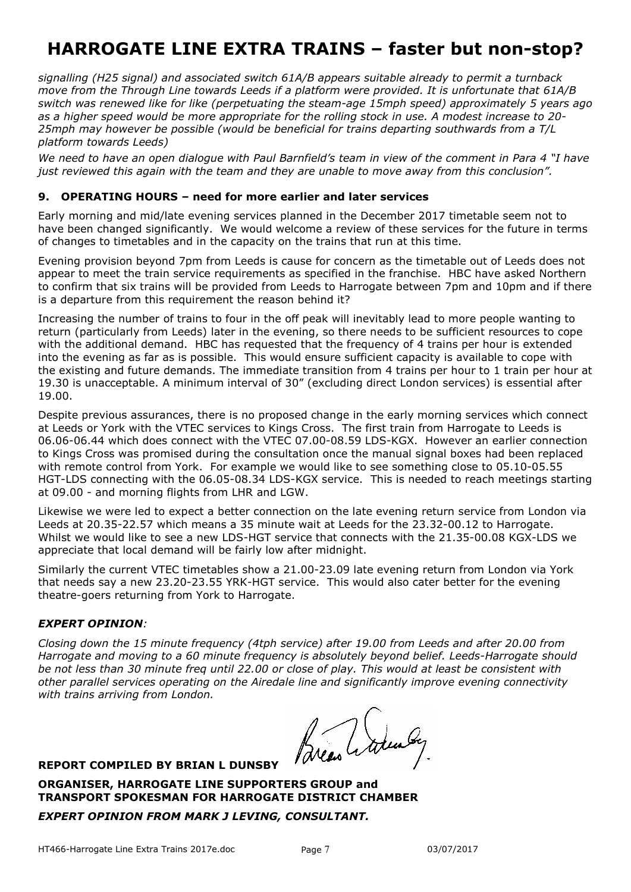# HARROGATE LINE EXTRA TRAINS – faster but non-stop?

*signalling (H25 signal) and associated switch 61A/B appears suitable already to permit a turnback move from the Through Line towards Leeds if a platform were provided. It is unfortunate that 61A/B switch was renewed like for like (perpetuating the steam-age 15mph speed) approximately 5 years ago as a higher speed would be more appropriate for the rolling stock in use. A modest increase to 20-25mph may however be possible (would be beneficial for trains departing southwards from a T/L platform towards Leeds)*

*We need to have an open dialogue with Paul Barnfield's team in view of the comment in Para 4 "I have just reviewed this again with the team and they are unable to move away from this conclusion".*

### 9. OPERATING HOURS – need for more earlier and later services

Early morning and mid/late evening services planned in the December 2017 timetable seem not to have been changed significantly. We would welcome a review of these services for the future in terms of changes to timetables and in the capacity on the trains that run at this time.

Evening provision beyond 7pm from Leeds is cause for concern as the timetable out of Leeds does not appear to meet the train service requirements as specified in the franchise. HBC have asked Northern to confirm that six trains will be provided from Leeds to Harrogate between 7pm and 10pm and if there is a departure from this requirement the reason behind it?

Increasing the number of trains to four in the off peak will inevitably lead to more people wanting to return (particularly from Leeds) later in the evening, so there needs to be sufficient resources to cope with the additional demand. HBC has requested that the frequency of 4 trains per hour is extended into the evening as far as is possible. This would ensure sufficient capacity is available to cope with the existing and future demands. The immediate transition from 4 trains per hour to 1 train per hour at 19.30 is unacceptable. A minimum interval of 30" (excluding direct London services) is essential after 19.00.

Despite previous assurances, there is no proposed change in the early morning services which connect at Leeds or York with the VTEC services to Kings Cross. The first train from Harrogate to Leeds is 06.06-06.44 which does connect with the VTEC 07.00-08.59 LDS-KGX. However an earlier connection to Kings Cross was promised during the consultation once the manual signal boxes had been replaced with remote control from York. For example we would like to see something close to 05.10-05.55 HGT-LDS connecting with the 06.05-08.34 LDS-KGX service. This is needed to reach meetings starting at 09.00 - and morning flights from LHR and LGW.

Likewise we were led to expect a better connection on the late evening return service from London via Leeds at 20.35-22.57 which means a 35 minute wait at Leeds for the 23.32-00.12 to Harrogate. Whilst we would like to see a new LDS-HGT service that connects with the 21.35-00.08 KGX-LDS we appreciate that local demand will be fairly low after midnight.

Similarly the current VTEC timetables show a 21.00-23.09 late evening return from London via York that needs say a new 23.20-23.55 YRK-HGT service. This would also cater better for the evening theatre-goers returning from York to Harrogate.

***EXPERT OPINION**:*

*Closing down the 15 minute frequency (4tph service) after 19.00 from Leeds and after 20.00 from Harrogate and moving to a 60 minute frequency is absolutely beyond belief. Leeds-Harrogate should be not less than 30 minute freq until 22.00 or close of play. This would at least be consistent with other parallel services operating on the Airedale line and significantly improve evening connectivity with trains arriving from London.*

Brian Dunsby

**REPORT COMPILED BY BRIAN L DUNSBY**

**ORGANISER, HARROGATE LINE SUPPORTERS GROUP and TRANSPORT SPOKESMAN FOR HARROGATE DISTRICT CHAMBER**

***EXPERT OPINION FROM MARK J LEVING, CONSULTANT.***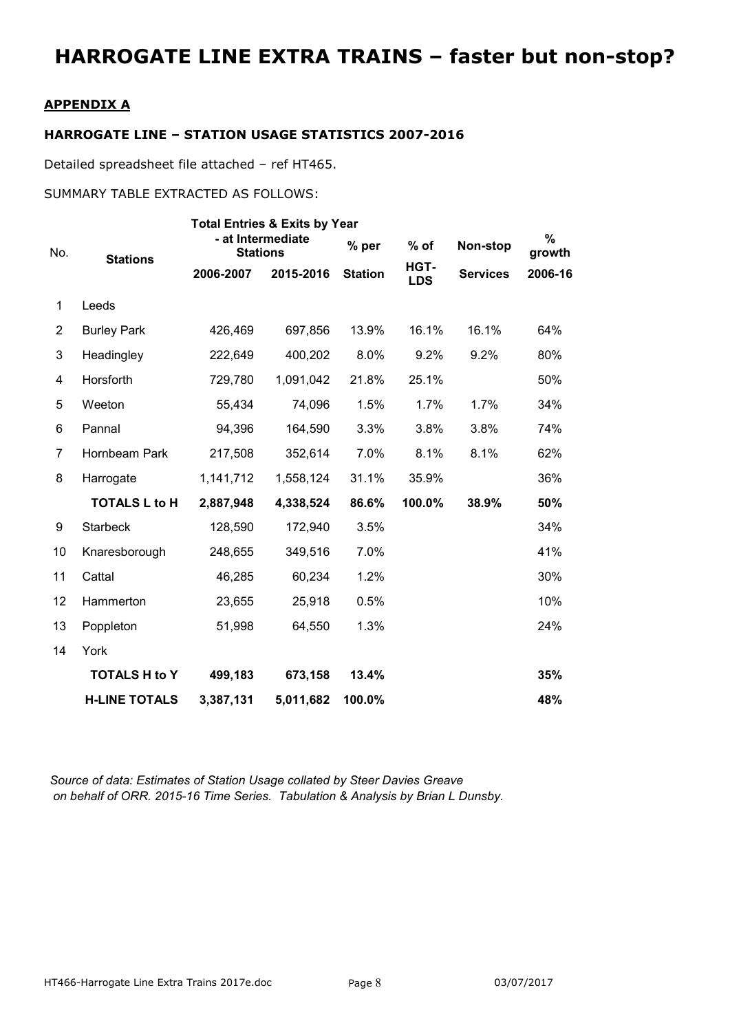# HARROGATE LINE EXTRA TRAINS – faster but non-stop?

**APPENDIX A**

**HARROGATE LINE – STATION USAGE STATISTICS 2007-2016**

Detailed spreadsheet file attached – ref HT465.

SUMMARY TABLE EXTRACTED AS FOLLOWS:

| No. | Stations | Total Entries & Exits by Year - at Intermediate Stations | | % per | % of | Non-stop | % growth |
|---|---|---|---|---|---|---|---|
| | | **2006-2007** | **2015-2016** | **Station** | **HGT-LDS** | **Services** | **2006-16** |
| 1 | Leeds | | | | | | |
| 2 | Burley Park | 426,469 | 697,856 | 13.9% | 16.1% | 16.1% | 64% |
| 3 | Headingley | 222,649 | 400,202 | 8.0% | 9.2% | 9.2% | 80% |
| 4 | Horsforth | 729,780 | 1,091,042 | 21.8% | 25.1% | | 50% |
| 5 | Weeton | 55,434 | 74,096 | 1.5% | 1.7% | 1.7% | 34% |
| 6 | Pannal | 94,396 | 164,590 | 3.3% | 3.8% | 3.8% | 74% |
| 7 | Hornbeam Park | 217,508 | 352,614 | 7.0% | 8.1% | 8.1% | 62% |
| 8 | Harrogate | 1,141,712 | 1,558,124 | 31.1% | 35.9% | | 36% |
| | **TOTALS L to H** | **2,887,948** | **4,338,524** | **86.6%** | **100.0%** | **38.9%** | **50%** |
| 9 | Starbeck | 128,590 | 172,940 | 3.5% | | | 34% |
| 10 | Knaresborough | 248,655 | 349,516 | 7.0% | | | 41% |
| 11 | Cattal | 46,285 | 60,234 | 1.2% | | | 30% |
| 12 | Hammerton | 23,655 | 25,918 | 0.5% | | | 10% |
| 13 | Poppleton | 51,998 | 64,550 | 1.3% | | | 24% |
| 14 | York | | | | | | |
| | **TOTALS H to Y** | **499,183** | **673,158** | **13.4%** | | | **35%** |
| | **H-LINE TOTALS** | **3,387,131** | **5,011,682** | **100.0%** | | | **48%** |

*Source of data: Estimates of Station Usage collated by Steer Davies Greave on behalf of ORR. 2015-16 Time Series. Tabulation & Analysis by Brian L Dunsby.*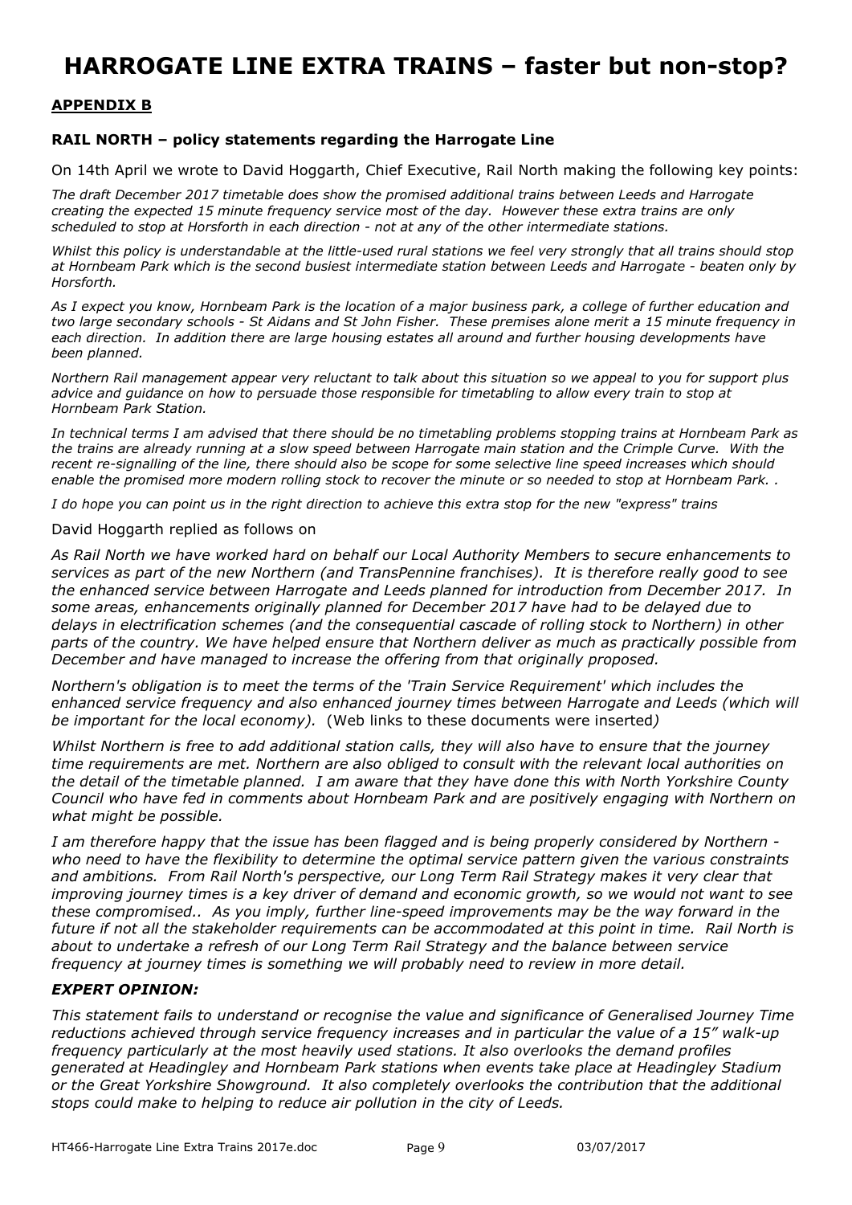# HARROGATE LINE EXTRA TRAINS – faster but non-stop?

**APPENDIX B**

**RAIL NORTH – policy statements regarding the Harrogate Line**

On 14th April we wrote to David Hoggarth, Chief Executive, Rail North making the following key points:

*The draft December 2017 timetable does show the promised additional trains between Leeds and Harrogate creating the expected 15 minute frequency service most of the day. However these extra trains are only scheduled to stop at Horsforth in each direction - not at any of the other intermediate stations.*

*Whilst this policy is understandable at the little-used rural stations we feel very strongly that all trains should stop at Hornbeam Park which is the second busiest intermediate station between Leeds and Harrogate - beaten only by Horsforth.*

*As I expect you know, Hornbeam Park is the location of a major business park, a college of further education and two large secondary schools - St Aidans and St John Fisher. These premises alone merit a 15 minute frequency in each direction. In addition there are large housing estates all around and further housing developments have been planned.*

*Northern Rail management appear very reluctant to talk about this situation so we appeal to you for support plus advice and guidance on how to persuade those responsible for timetabling to allow every train to stop at Hornbeam Park Station.*

*In technical terms I am advised that there should be no timetabling problems stopping trains at Hornbeam Park as the trains are already running at a slow speed between Harrogate main station and the Crimple Curve. With the recent re-signalling of the line, there should also be scope for some selective line speed increases which should enable the promised more modern rolling stock to recover the minute or so needed to stop at Hornbeam Park. .*

*I do hope you can point us in the right direction to achieve this extra stop for the new "express" trains*

David Hoggarth replied as follows on

*As Rail North we have worked hard on behalf our Local Authority Members to secure enhancements to services as part of the new Northern (and TransPennine franchises). It is therefore really good to see the enhanced service between Harrogate and Leeds planned for introduction from December 2017. In some areas, enhancements originally planned for December 2017 have had to be delayed due to delays in electrification schemes (and the consequential cascade of rolling stock to Northern) in other parts of the country. We have helped ensure that Northern deliver as much as practically possible from December and have managed to increase the offering from that originally proposed.*

*Northern's obligation is to meet the terms of the 'Train Service Requirement' which includes the enhanced service frequency and also enhanced journey times between Harrogate and Leeds (which will be important for the local economy).* (Web links to these documents were inserted*)*

*Whilst Northern is free to add additional station calls, they will also have to ensure that the journey time requirements are met. Northern are also obliged to consult with the relevant local authorities on the detail of the timetable planned. I am aware that they have done this with North Yorkshire County Council who have fed in comments about Hornbeam Park and are positively engaging with Northern on what might be possible.*

*I am therefore happy that the issue has been flagged and is being properly considered by Northern - who need to have the flexibility to determine the optimal service pattern given the various constraints and ambitions. From Rail North's perspective, our Long Term Rail Strategy makes it very clear that improving journey times is a key driver of demand and economic growth, so we would not want to see these compromised.. As you imply, further line-speed improvements may be the way forward in the future if not all the stakeholder requirements can be accommodated at this point in time. Rail North is about to undertake a refresh of our Long Term Rail Strategy and the balance between service frequency at journey times is something we will probably need to review in more detail.*

***EXPERT OPINION:***

*This statement fails to understand or recognise the value and significance of Generalised Journey Time reductions achieved through service frequency increases and in particular the value of a 15" walk-up frequency particularly at the most heavily used stations. It also overlooks the demand profiles generated at Headingley and Hornbeam Park stations when events take place at Headingley Stadium or the Great Yorkshire Showground. It also completely overlooks the contribution that the additional stops could make to helping to reduce air pollution in the city of Leeds.*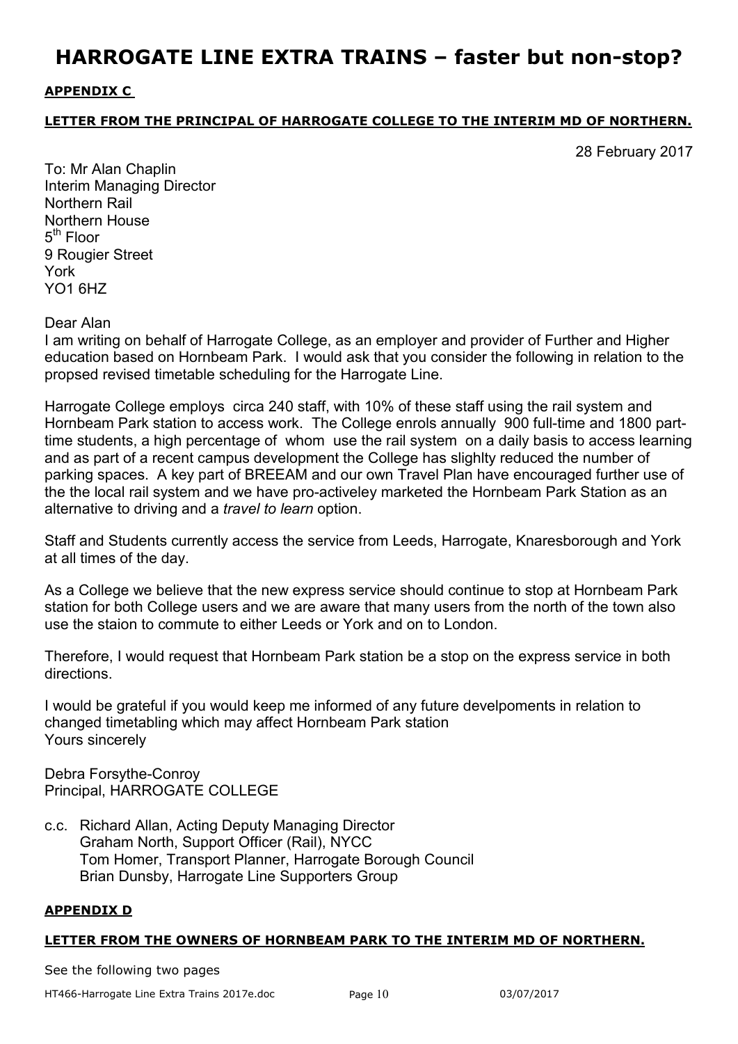# HARROGATE LINE EXTRA TRAINS – faster but non-stop?

**APPENDIX C**

**LETTER FROM THE PRINCIPAL OF HARROGATE COLLEGE TO THE INTERIM MD OF NORTHERN.**

28 February 2017

To: Mr Alan Chaplin
Interim Managing Director
Northern Rail
Northern House
5th Floor
9 Rougier Street
York
YO1 6HZ

Dear Alan

I am writing on behalf of Harrogate College, as an employer and provider of Further and Higher education based on Hornbeam Park. I would ask that you consider the following in relation to the propsed revised timetable scheduling for the Harrogate Line.

Harrogate College employs circa 240 staff, with 10% of these staff using the rail system and Hornbeam Park station to access work. The College enrols annually 900 full-time and 1800 part-time students, a high percentage of whom use the rail system on a daily basis to access learning and as part of a recent campus development the College has slighlty reduced the number of parking spaces. A key part of BREEAM and our own Travel Plan have encouraged further use of the the local rail system and we have pro-activeley marketed the Hornbeam Park Station as an alternative to driving and a *travel to learn* option.

Staff and Students currently access the service from Leeds, Harrogate, Knaresborough and York at all times of the day.

As a College we believe that the new express service should continue to stop at Hornbeam Park station for both College users and we are aware that many users from the north of the town also use the staion to commute to either Leeds or York and on to London.

Therefore, I would request that Hornbeam Park station be a stop on the express service in both directions.

I would be grateful if you would keep me informed of any future develpoments in relation to changed timetabling which may affect Hornbeam Park station
Yours sincerely

Debra Forsythe-Conroy
Principal, HARROGATE COLLEGE

c.c. Richard Allan, Acting Deputy Managing Director
Graham North, Support Officer (Rail), NYCC
Tom Homer, Transport Planner, Harrogate Borough Council
Brian Dunsby, Harrogate Line Supporters Group

**APPENDIX D**

**LETTER FROM THE OWNERS OF HORNBEAM PARK TO THE INTERIM MD OF NORTHERN.**

See the following two pages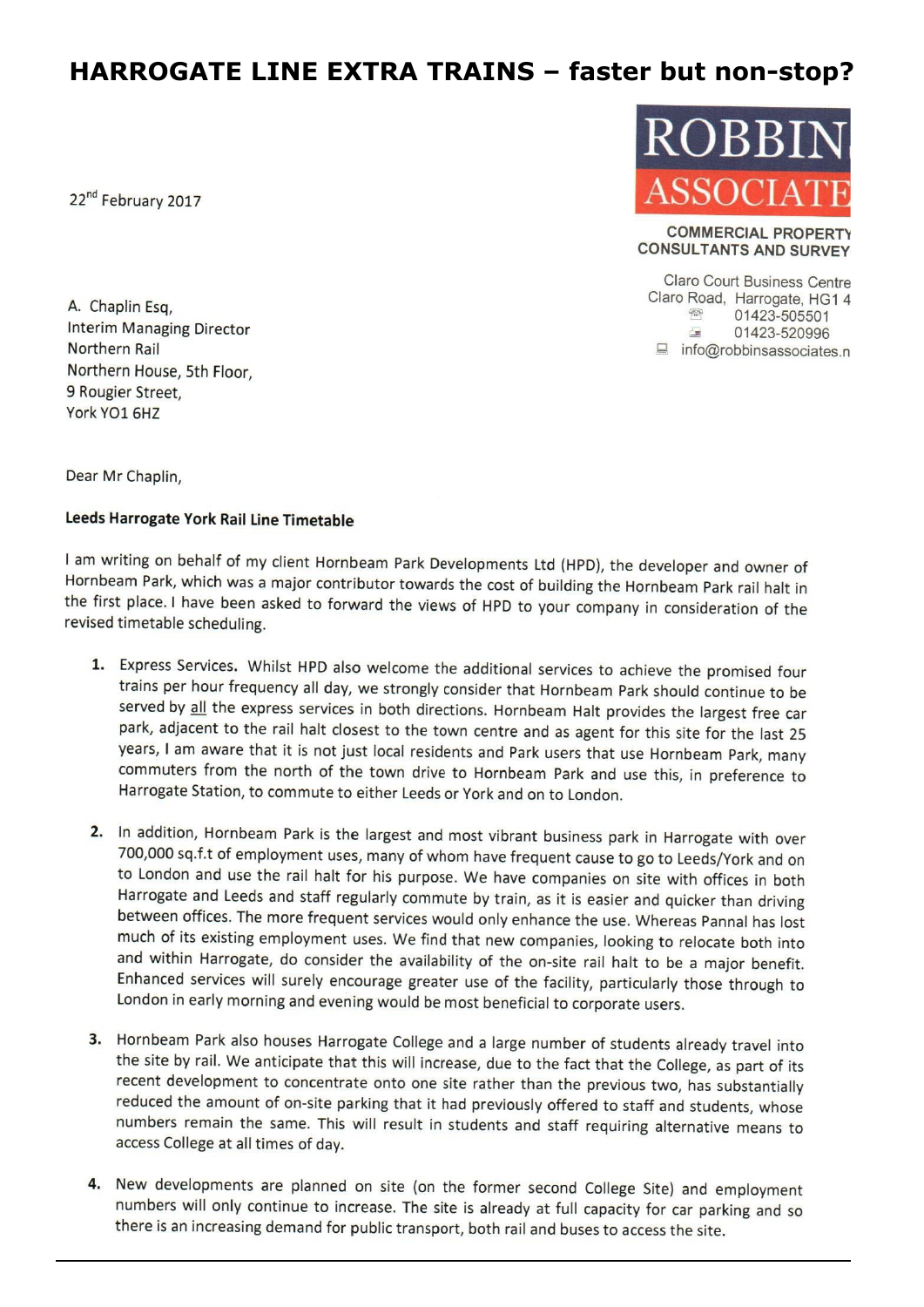# HARROGATE LINE EXTRA TRAINS – faster but non-stop?

22nd February 2017

ROBBIN
ASSOCIATE

COMMERCIAL PROPERTY
CONSULTANTS AND SURVEY

Claro Court Business Centre
Claro Road, Harrogate, HG1 4
01423-505501
01423-520996
info@robbinsassociates.n

A. Chaplin Esq,
Interim Managing Director
Northern Rail
Northern House, 5th Floor,
9 Rougier Street,
York YO1 6HZ

Dear Mr Chaplin,

**Leeds Harrogate York Rail Line Timetable**

I am writing on behalf of my client Hornbeam Park Developments Ltd (HPD), the developer and owner of Hornbeam Park, which was a major contributor towards the cost of building the Hornbeam Park rail halt in the first place. I have been asked to forward the views of HPD to your company in consideration of the revised timetable scheduling.

1. Express Services. Whilst HPD also welcome the additional services to achieve the promised four trains per hour frequency all day, we strongly consider that Hornbeam Park should continue to be served by all the express services in both directions. Hornbeam Halt provides the largest free car park, adjacent to the rail halt closest to the town centre and as agent for this site for the last 25 years, I am aware that it is not just local residents and Park users that use Hornbeam Park, many commuters from the north of the town drive to Hornbeam Park and use this, in preference to Harrogate Station, to commute to either Leeds or York and on to London.

2. In addition, Hornbeam Park is the largest and most vibrant business park in Harrogate with over 700,000 sq.f.t of employment uses, many of whom have frequent cause to go to Leeds/York and on to London and use the rail halt for his purpose. We have companies on site with offices in both Harrogate and Leeds and staff regularly commute by train, as it is easier and quicker than driving between offices. The more frequent services would only enhance the use. Whereas Pannal has lost much of its existing employment uses. We find that new companies, looking to relocate both into and within Harrogate, do consider the availability of the on-site rail halt to be a major benefit. Enhanced services will surely encourage greater use of the facility, particularly those through to London in early morning and evening would be most beneficial to corporate users.

3. Hornbeam Park also houses Harrogate College and a large number of students already travel into the site by rail. We anticipate that this will increase, due to the fact that the College, as part of its recent development to concentrate onto one site rather than the previous two, has substantially reduced the amount of on-site parking that it had previously offered to staff and students, whose numbers remain the same. This will result in students and staff requiring alternative means to access College at all times of day.

4. New developments are planned on site (on the former second College Site) and employment numbers will only continue to increase. The site is already at full capacity for car parking and so there is an increasing demand for public transport, both rail and buses to access the site.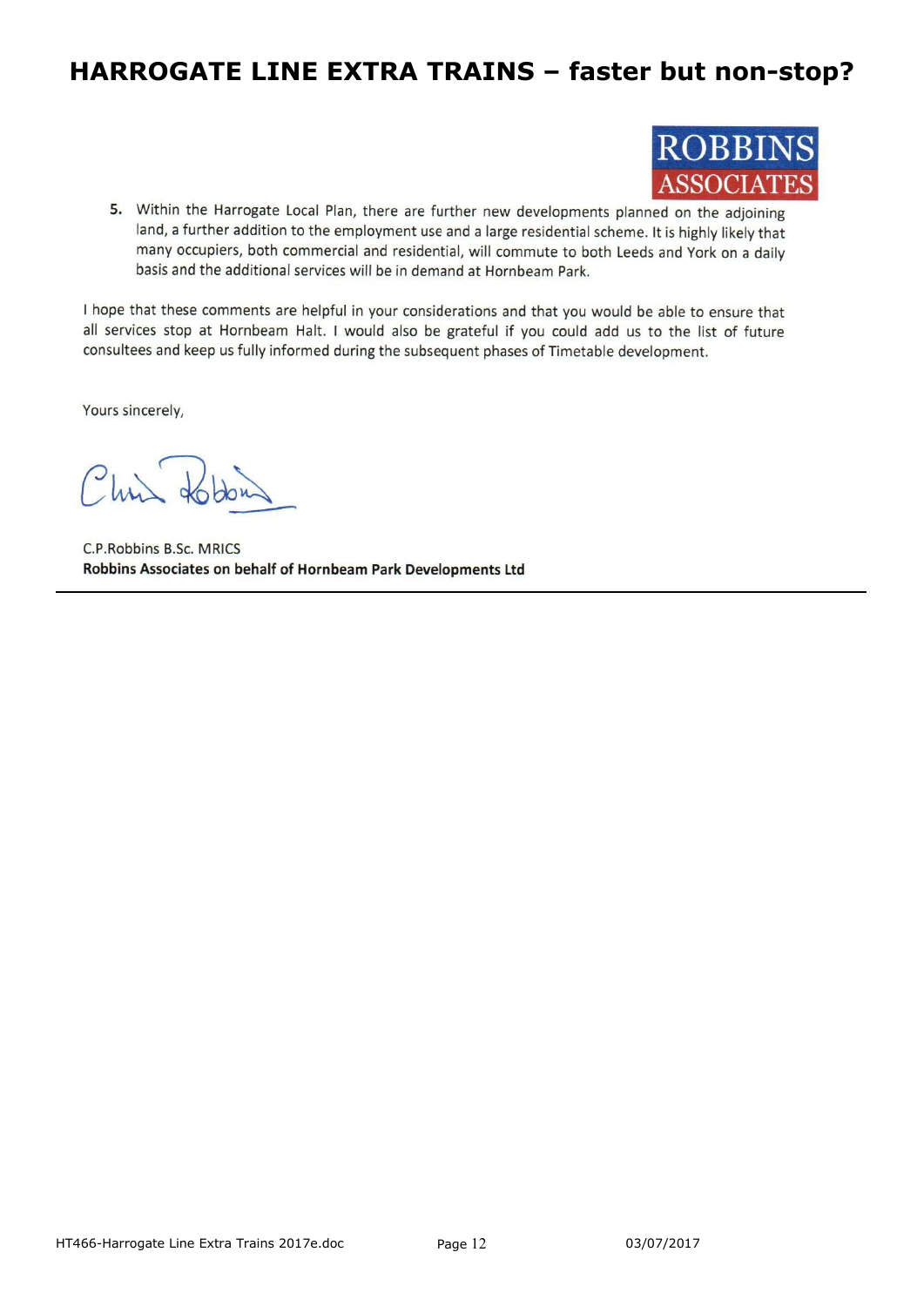ROBBINS ASSOCIATES

5. Within the Harrogate Local Plan, there are further new developments planned on the adjoining land, a further addition to the employment use and a large residential scheme. It is highly likely that many occupiers, both commercial and residential, will commute to both Leeds and York on a daily basis and the additional services will be in demand at Hornbeam Park.

I hope that these comments are helpful in your considerations and that you would be able to ensure that all services stop at Hornbeam Halt. I would also be grateful if you could add us to the list of future consultees and keep us fully informed during the subsequent phases of Timetable development.

Yours sincerely,

C.P.Robbins B.Sc. MRICS
**Robbins Associates on behalf of Hornbeam Park Developments Ltd**